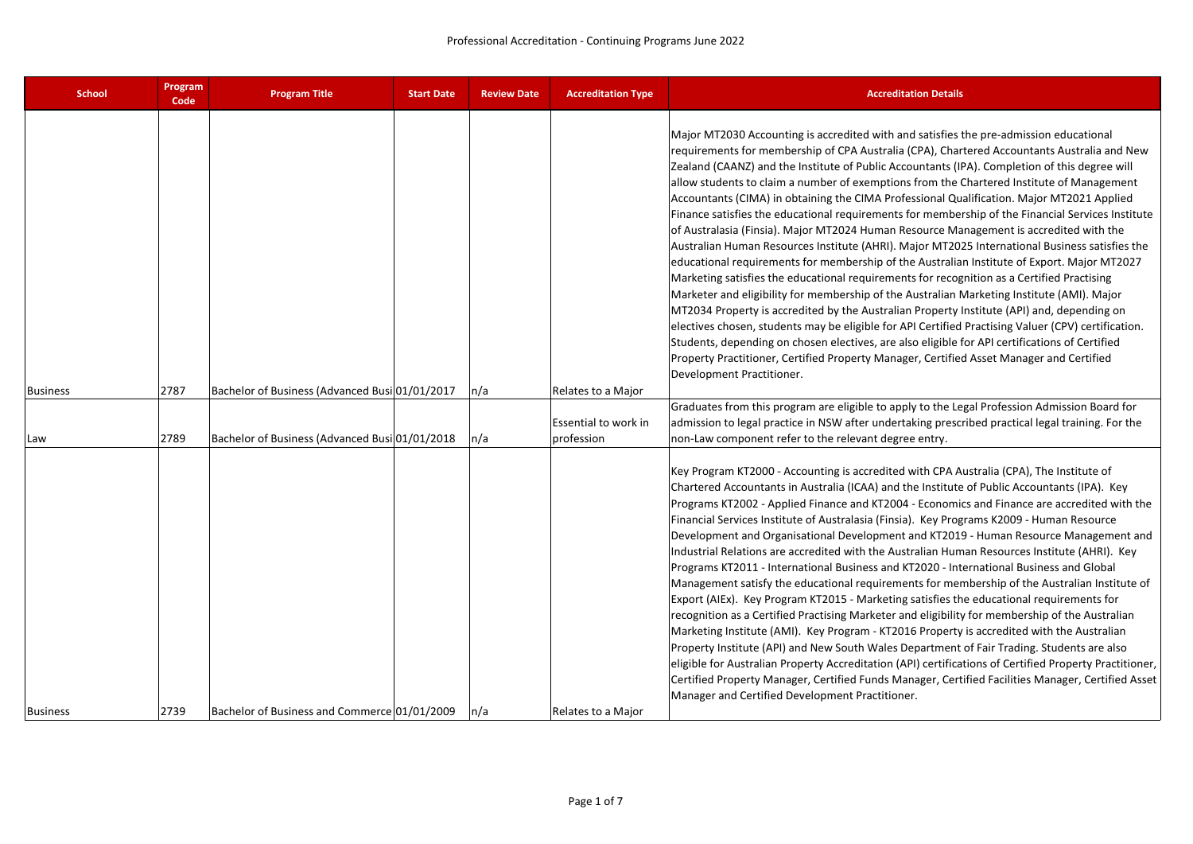# Professional Accreditation - Continuing Programs June 2022

| School | Program Code | Program Title | Start Date | Review Date | Accreditation Type | Accreditation Details |
|---|---|---|---|---|---|---|
| Business | 2787 | Bachelor of Business (Advanced Busi | 01/01/2017 | n/a | Relates to a Major | Major MT2030 Accounting is accredited with and satisfies the pre-admission educational requirements for membership of CPA Australia (CPA), Chartered Accountants Australia and New Zealand (CAANZ) and the Institute of Public Accountants (IPA). Completion of this degree will allow students to claim a number of exemptions from the Chartered Institute of Management Accountants (CIMA) in obtaining the CIMA Professional Qualification. Major MT2021 Applied Finance satisfies the educational requirements for membership of the Financial Services Institute of Australasia (Finsia). Major MT2024 Human Resource Management is accredited with the Australian Human Resources Institute (AHRI). Major MT2025 International Business satisfies the educational requirements for membership of the Australian Institute of Export. Major MT2027 Marketing satisfies the educational requirements for recognition as a Certified Practising Marketer and eligibility for membership of the Australian Marketing Institute (AMI). Major MT2034 Property is accredited by the Australian Property Institute (API) and, depending on electives chosen, students may be eligible for API Certified Practising Valuer (CPV) certification. Students, depending on chosen electives, are also eligible for API certifications of Certified Property Practitioner, Certified Property Manager, Certified Asset Manager and Certified Development Practitioner. |
| Law | 2789 | Bachelor of Business (Advanced Busi | 01/01/2018 | n/a | Essential to work in profession | Graduates from this program are eligible to apply to the Legal Profession Admission Board for admission to legal practice in NSW after undertaking prescribed practical legal training. For the non-Law component refer to the relevant degree entry. |
| Business | 2739 | Bachelor of Business and Commerce | 01/01/2009 | n/a | Relates to a Major | Key Program KT2000 - Accounting is accredited with CPA Australia (CPA), The Institute of Chartered Accountants in Australia (ICAA) and the Institute of Public Accountants (IPA). Key Programs KT2002 - Applied Finance and KT2004 - Economics and Finance are accredited with the Financial Services Institute of Australasia (Finsia). Key Programs K2009 - Human Resource Development and Organisational Development and KT2019 - Human Resource Management and Industrial Relations are accredited with the Australian Human Resources Institute (AHRI). Key Programs KT2011 - International Business and KT2020 - International Business and Global Management satisfy the educational requirements for membership of the Australian Institute of Export (AIEx). Key Program KT2015 - Marketing satisfies the educational requirements for recognition as a Certified Practising Marketer and eligibility for membership of the Australian Marketing Institute (AMI). Key Program - KT2016 Property is accredited with the Australian Property Institute (API) and New South Wales Department of Fair Trading. Students are also eligible for Australian Property Accreditation (API) certifications of Certified Property Practitioner, Certified Property Manager, Certified Funds Manager, Certified Facilities Manager, Certified Asset Manager and Certified Development Practitioner. |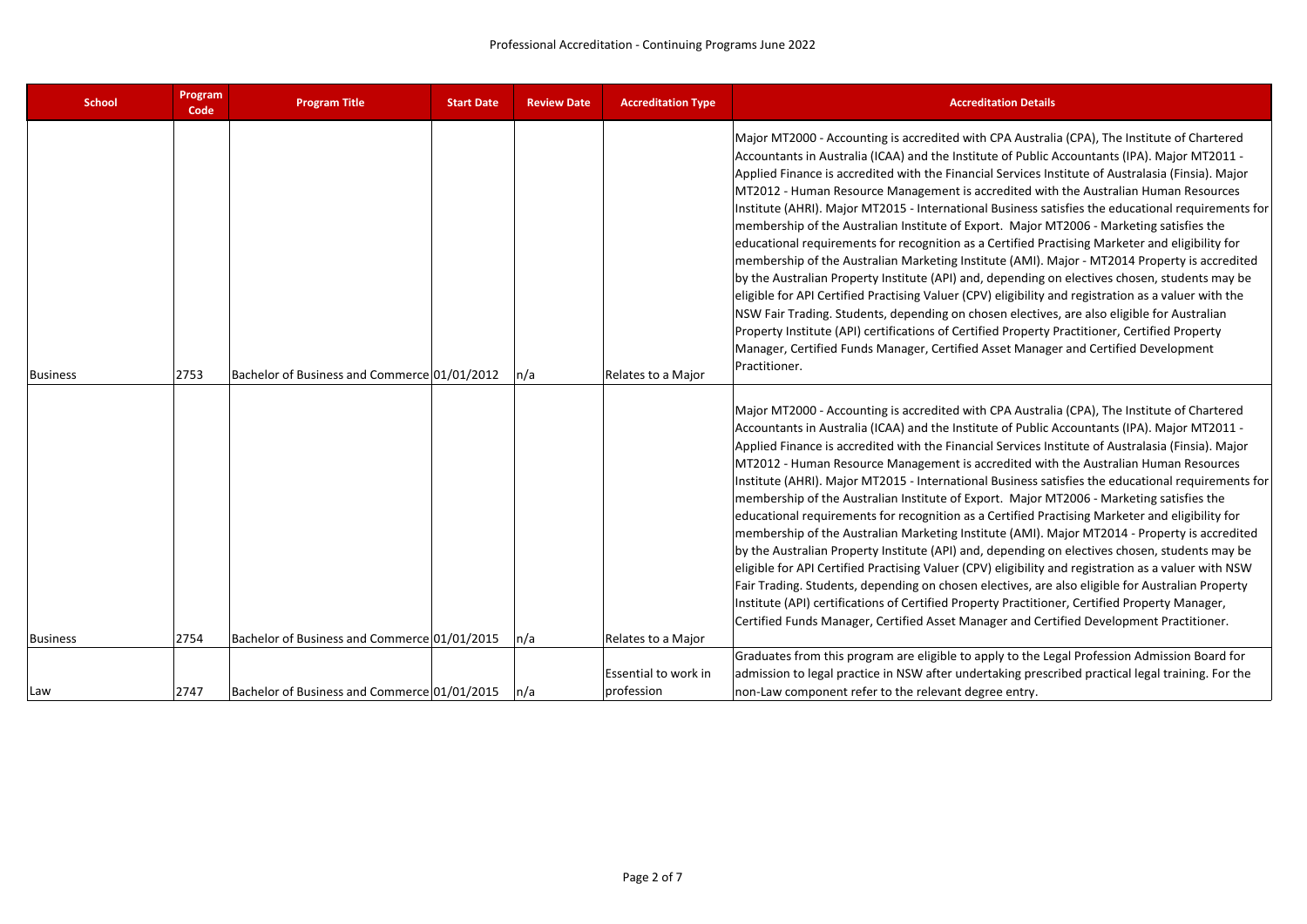Professional Accreditation - Continuing Programs June 2022

| School | Program Code | Program Title | Start Date | Review Date | Accreditation Type | Accreditation Details |
|---|---|---|---|---|---|---|
| Business | 2753 | Bachelor of Business and Commerce | 01/01/2012 | n/a | Relates to a Major | Major MT2000 - Accounting is accredited with CPA Australia (CPA), The Institute of Chartered Accountants in Australia (ICAA) and the Institute of Public Accountants (IPA). Major MT2011 - Applied Finance is accredited with the Financial Services Institute of Australasia (Finsia). Major MT2012 - Human Resource Management is accredited with the Australian Human Resources Institute (AHRI). Major MT2015 - International Business satisfies the educational requirements for membership of the Australian Institute of Export. Major MT2006 - Marketing satisfies the educational requirements for recognition as a Certified Practising Marketer and eligibility for membership of the Australian Marketing Institute (AMI). Major - MT2014 Property is accredited by the Australian Property Institute (API) and, depending on electives chosen, students may be eligible for API Certified Practising Valuer (CPV) eligibility and registration as a valuer with the NSW Fair Trading. Students, depending on chosen electives, are also eligible for Australian Property Institute (API) certifications of Certified Property Practitioner, Certified Property Manager, Certified Funds Manager, Certified Asset Manager and Certified Development Practitioner. |
| Business | 2754 | Bachelor of Business and Commerce | 01/01/2015 | n/a | Relates to a Major | Major MT2000 - Accounting is accredited with CPA Australia (CPA), The Institute of Chartered Accountants in Australia (ICAA) and the Institute of Public Accountants (IPA). Major MT2011 - Applied Finance is accredited with the Financial Services Institute of Australasia (Finsia). Major MT2012 - Human Resource Management is accredited with the Australian Human Resources Institute (AHRI). Major MT2015 - International Business satisfies the educational requirements for membership of the Australian Institute of Export. Major MT2006 - Marketing satisfies the educational requirements for recognition as a Certified Practising Marketer and eligibility for membership of the Australian Marketing Institute (AMI). Major MT2014 - Property is accredited by the Australian Property Institute (API) and, depending on electives chosen, students may be eligible for API Certified Practising Valuer (CPV) eligibility and registration as a valuer with NSW Fair Trading. Students, depending on chosen electives, are also eligible for Australian Property Institute (API) certifications of Certified Property Practitioner, Certified Property Manager, Certified Funds Manager, Certified Asset Manager and Certified Development Practitioner. |
| Law | 2747 | Bachelor of Business and Commerce | 01/01/2015 | n/a | Essential to work in profession | Graduates from this program are eligible to apply to the Legal Profession Admission Board for admission to legal practice in NSW after undertaking prescribed practical legal training. For the non-Law component refer to the relevant degree entry. |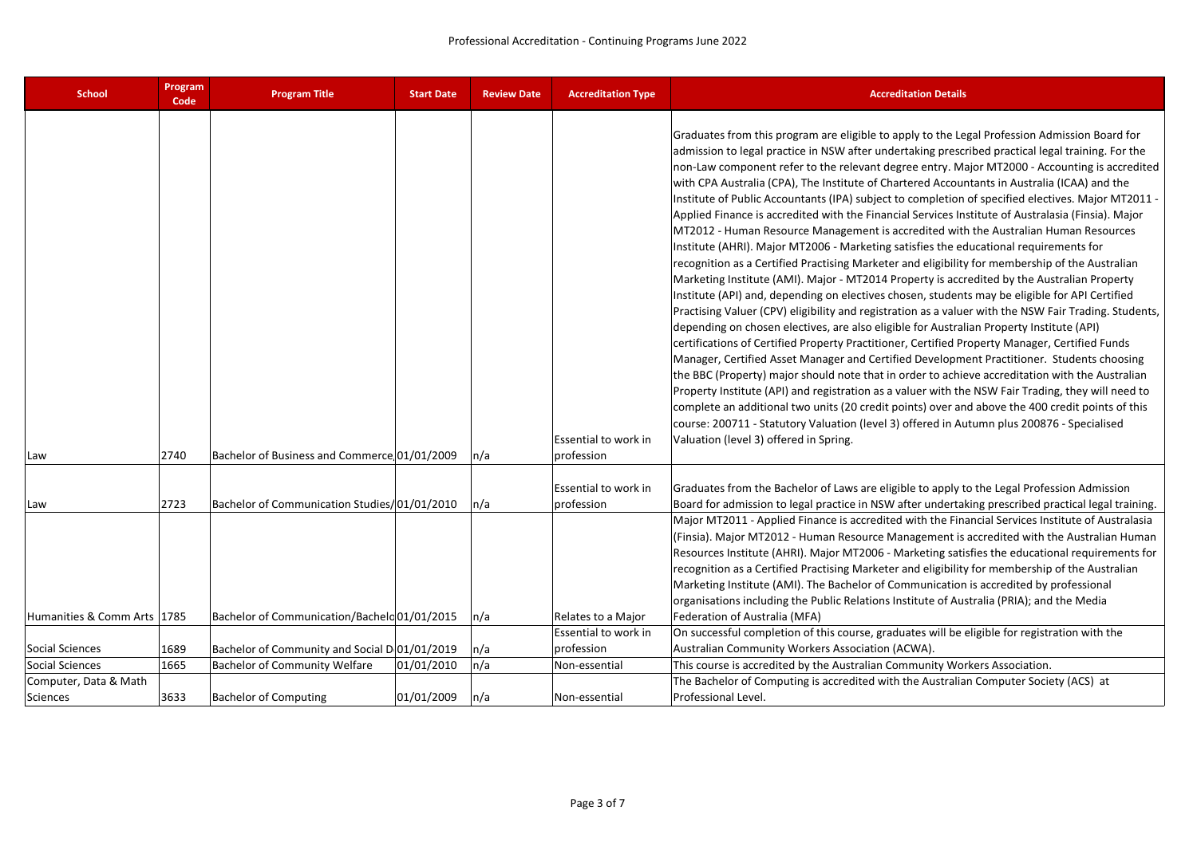Professional Accreditation - Continuing Programs June 2022

| School | Program Code | Program Title | Start Date | Review Date | Accreditation Type | Accreditation Details |
|---|---|---|---|---|---|---|
| Law | 2740 | Bachelor of Business and Commerce | 01/01/2009 | n/a | Essential to work in profession | Graduates from this program are eligible to apply to the Legal Profession Admission Board for admission to legal practice in NSW after undertaking prescribed practical legal training. For the non-Law component refer to the relevant degree entry. Major MT2000 - Accounting is accredited with CPA Australia (CPA), The Institute of Chartered Accountants in Australia (ICAA) and the Institute of Public Accountants (IPA) subject to completion of specified electives. Major MT2011 - Applied Finance is accredited with the Financial Services Institute of Australasia (Finsia). Major MT2012 - Human Resource Management is accredited with the Australian Human Resources Institute (AHRI). Major MT2006 - Marketing satisfies the educational requirements for recognition as a Certified Practising Marketer and eligibility for membership of the Australian Marketing Institute (AMI). Major - MT2014 Property is accredited by the Australian Property Institute (API) and, depending on electives chosen, students may be eligible for API Certified Practising Valuer (CPV) eligibility and registration as a valuer with the NSW Fair Trading. Students, depending on chosen electives, are also eligible for Australian Property Institute (API) certifications of Certified Property Practitioner, Certified Property Manager, Certified Funds Manager, Certified Asset Manager and Certified Development Practitioner. Students choosing the BBC (Property) major should note that in order to achieve accreditation with the Australian Property Institute (API) and registration as a valuer with the NSW Fair Trading, they will need to complete an additional two units (20 credit points) over and above the 400 credit points of this course: 200711 - Statutory Valuation (level 3) offered in Autumn plus 200876 - Specialised Valuation (level 3) offered in Spring. |
| Law | 2723 | Bachelor of Communication Studies/ | 01/01/2010 | n/a | Essential to work in profession | Graduates from the Bachelor of Laws are eligible to apply to the Legal Profession Admission Board for admission to legal practice in NSW after undertaking prescribed practical legal training. |
| Humanities & Comm Arts | 1785 | Bachelor of Communication/Bachelo | 01/01/2015 | n/a | Relates to a Major | Major MT2011 - Applied Finance is accredited with the Financial Services Institute of Australasia (Finsia). Major MT2012 - Human Resource Management is accredited with the Australian Human Resources Institute (AHRI). Major MT2006 - Marketing satisfies the educational requirements for recognition as a Certified Practising Marketer and eligibility for membership of the Australian Marketing Institute (AMI). The Bachelor of Communication is accredited by professional organisations including the Public Relations Institute of Australia (PRIA); and the Media Federation of Australia (MFA) |
| Social Sciences | 1689 | Bachelor of Community and Social D | 01/01/2019 | n/a | Essential to work in profession | On successful completion of this course, graduates will be eligible for registration with the Australian Community Workers Association (ACWA). |
| Social Sciences | 1665 | Bachelor of Community Welfare | 01/01/2010 | n/a | Non-essential | This course is accredited by the Australian Community Workers Association. |
| Computer, Data & Math Sciences | 3633 | Bachelor of Computing | 01/01/2009 | n/a | Non-essential | The Bachelor of Computing is accredited with the Australian Computer Society (ACS) at Professional Level. |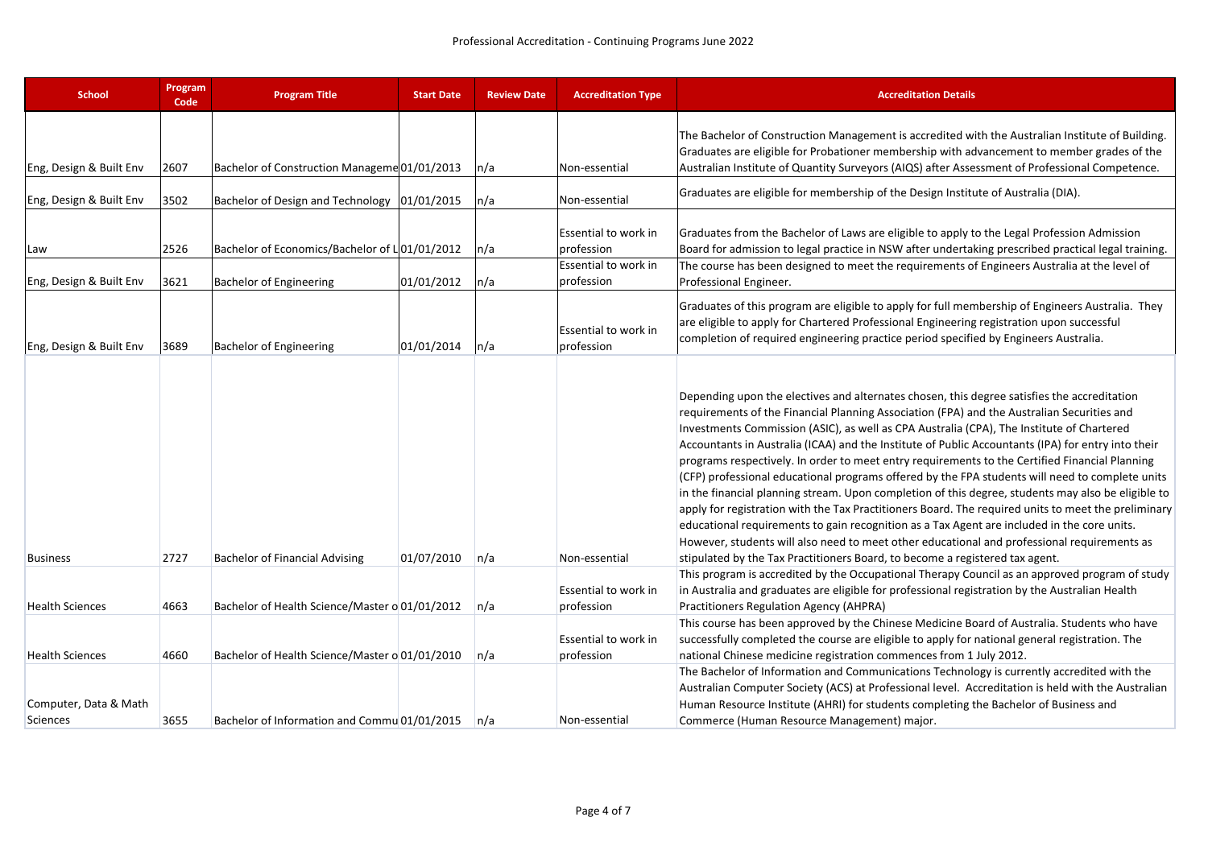Professional Accreditation - Continuing Programs June 2022

| School | Program Code | Program Title | Start Date | Review Date | Accreditation Type | Accreditation Details |
|---|---|---|---|---|---|---|
| Eng, Design & Built Env | 2607 | Bachelor of Construction Manageme | 01/01/2013 | n/a | Non-essential | The Bachelor of Construction Management is accredited with the Australian Institute of Building. Graduates are eligible for Probationer membership with advancement to member grades of the Australian Institute of Quantity Surveyors (AIQS) after Assessment of Professional Competence. |
| Eng, Design & Built Env | 3502 | Bachelor of Design and Technology | 01/01/2015 | n/a | Non-essential | Graduates are eligible for membership of the Design Institute of Australia (DIA). |
| Law | 2526 | Bachelor of Economics/Bachelor of L | 01/01/2012 | n/a | Essential to work in profession | Graduates from the Bachelor of Laws are eligible to apply to the Legal Profession Admission Board for admission to legal practice in NSW after undertaking prescribed practical legal training. |
| Eng, Design & Built Env | 3621 | Bachelor of Engineering | 01/01/2012 | n/a | Essential to work in profession | The course has been designed to meet the requirements of Engineers Australia at the level of Professional Engineer. |
| Eng, Design & Built Env | 3689 | Bachelor of Engineering | 01/01/2014 | n/a | Essential to work in profession | Graduates of this program are eligible to apply for full membership of Engineers Australia. They are eligible to apply for Chartered Professional Engineering registration upon successful completion of required engineering practice period specified by Engineers Australia. |
| Business | 2727 | Bachelor of Financial Advising | 01/07/2010 | n/a | Non-essential | Depending upon the electives and alternates chosen, this degree satisfies the accreditation requirements of the Financial Planning Association (FPA) and the Australian Securities and Investments Commission (ASIC), as well as CPA Australia (CPA), The Institute of Chartered Accountants in Australia (ICAA) and the Institute of Public Accountants (IPA) for entry into their programs respectively. In order to meet entry requirements to the Certified Financial Planning (CFP) professional educational programs offered by the FPA students will need to complete units in the financial planning stream. Upon completion of this degree, students may also be eligible to apply for registration with the Tax Practitioners Board. The required units to meet the preliminary educational requirements to gain recognition as a Tax Agent are included in the core units. However, students will also need to meet other educational and professional requirements as stipulated by the Tax Practitioners Board, to become a registered tax agent. |
| Health Sciences | 4663 | Bachelor of Health Science/Master o | 01/01/2012 | n/a | Essential to work in profession | This program is accredited by the Occupational Therapy Council as an approved program of study in Australia and graduates are eligible for professional registration by the Australian Health Practitioners Regulation Agency (AHPRA) |
| Health Sciences | 4660 | Bachelor of Health Science/Master o | 01/01/2010 | n/a | Essential to work in profession | This course has been approved by the Chinese Medicine Board of Australia. Students who have successfully completed the course are eligible to apply for national general registration. The national Chinese medicine registration commences from 1 July 2012. |
| Computer, Data & Math Sciences | 3655 | Bachelor of Information and Commu | 01/01/2015 | n/a | Non-essential | The Bachelor of Information and Communications Technology is currently accredited with the Australian Computer Society (ACS) at Professional level. Accreditation is held with the Australian Human Resource Institute (AHRI) for students completing the Bachelor of Business and Commerce (Human Resource Management) major. |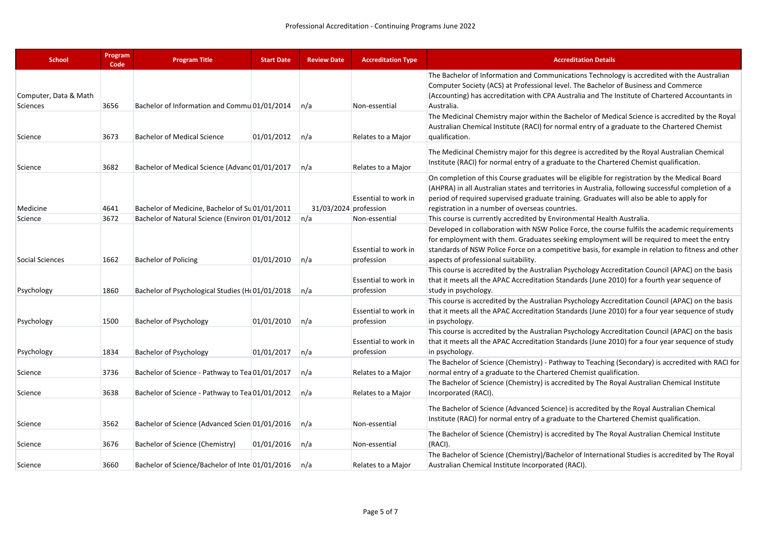# Professional Accreditation - Continuing Programs June 2022

| School | Program Code | Program Title | Start Date | Review Date | Accreditation Type | Accreditation Details |
|---|---|---|---|---|---|---|
| Computer, Data & Math Sciences | 3656 | Bachelor of Information and Commu | 01/01/2014 | n/a | Non-essential | The Bachelor of Information and Communications Technology is accredited with the Australian Computer Society (ACS) at Professional level. The Bachelor of Business and Commerce (Accounting) has accreditation with CPA Australia and The Institute of Chartered Accountants in Australia. |
| Science | 3673 | Bachelor of Medical Science | 01/01/2012 | n/a | Relates to a Major | The Medicinal Chemistry major within the Bachelor of Medical Science is accredited by the Royal Australian Chemical Institute (RACI) for normal entry of a graduate to the Chartered Chemist qualification. |
| Science | 3682 | Bachelor of Medical Science (Advanc | 01/01/2017 | n/a | Relates to a Major | The Medicinal Chemistry major for this degree is accredited by the Royal Australian Chemical Institute (RACI) for normal entry of a graduate to the Chartered Chemist qualification. |
| Medicine | 4641 | Bachelor of Medicine, Bachelor of Su | 01/01/2011 | 31/03/2024 | Essential to work in profession | On completion of this Course graduates will be eligible for registration by the Medical Board (AHPRA) in all Australian states and territories in Australia, following successful completion of a period of required supervised graduate training. Graduates will also be able to apply for registration in a number of overseas countries. |
| Science | 3672 | Bachelor of Natural Science (Environ | 01/01/2012 | n/a | Non-essential | This course is currently accredited by Environmental Health Australia. |
| Social Sciences | 1662 | Bachelor of Policing | 01/01/2010 | n/a | Essential to work in profession | Developed in collaboration with NSW Police Force, the course fulfils the academic requirements for employment with them. Graduates seeking employment will be required to meet the entry standards of NSW Police Force on a competitive basis, for example in relation to fitness and other aspects of professional suitability. |
| Psychology | 1860 | Bachelor of Psychological Studies (H | 01/01/2018 | n/a | Essential to work in profession | This course is accredited by the Australian Psychology Accreditation Council (APAC) on the basis that it meets all the APAC Accreditation Standards (June 2010) for a fourth year sequence of study in psychology. |
| Psychology | 1500 | Bachelor of Psychology | 01/01/2010 | n/a | Essential to work in profession | This course is accredited by the Australian Psychology Accreditation Council (APAC) on the basis that it meets all the APAC Accreditation Standards (June 2010) for a four year sequence of study in psychology. |
| Psychology | 1834 | Bachelor of Psychology | 01/01/2017 | n/a | Essential to work in profession | This course is accredited by the Australian Psychology Accreditation Council (APAC) on the basis that it meets all the APAC Accreditation Standards (June 2010) for a four year sequence of study in psychology. |
| Science | 3736 | Bachelor of Science - Pathway to Tea | 01/01/2017 | n/a | Relates to a Major | The Bachelor of Science (Chemistry) - Pathway to Teaching (Secondary) is accredited with RACI for normal entry of a graduate to the Chartered Chemist qualification. |
| Science | 3638 | Bachelor of Science - Pathway to Tea | 01/01/2012 | n/a | Relates to a Major | The Bachelor of Science (Chemistry) is accredited by The Royal Australian Chemical Institute Incorporated (RACI). |
| Science | 3562 | Bachelor of Science (Advanced Scien | 01/01/2016 | n/a | Non-essential | The Bachelor of Science (Advanced Science) is accredited by the Royal Australian Chemical Institute (RACI) for normal entry of a graduate to the Chartered Chemist qualification. |
| Science | 3676 | Bachelor of Science (Chemistry) | 01/01/2016 | n/a | Non-essential | The Bachelor of Science (Chemistry) is accredited by The Royal Australian Chemical Institute (RACI). |
| Science | 3660 | Bachelor of Science/Bachelor of Inte | 01/01/2016 | n/a | Relates to a Major | The Bachelor of Science (Chemistry)/Bachelor of International Studies is accredited by The Royal Australian Chemical Institute Incorporated (RACI). |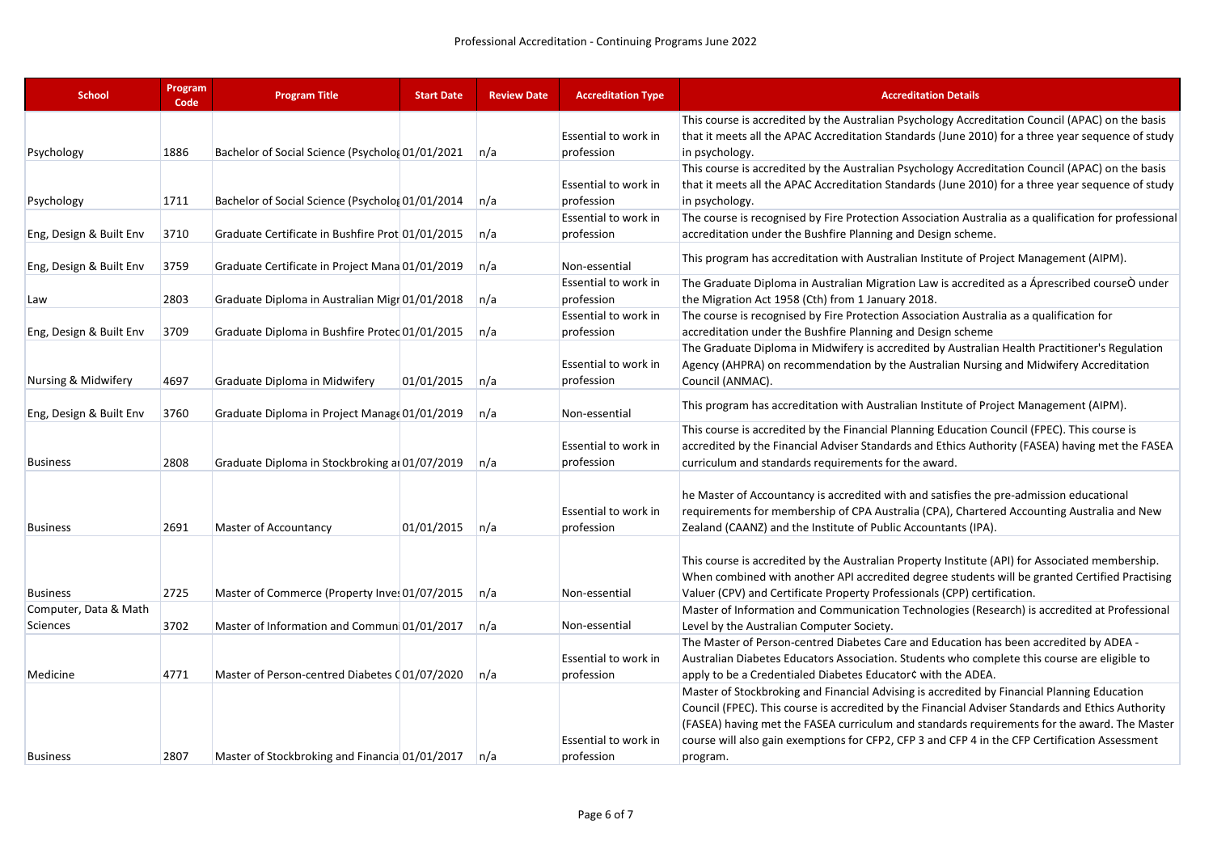Professional Accreditation - Continuing Programs June 2022

| School | Program Code | Program Title | Start Date | Review Date | Accreditation Type | Accreditation Details |
|---|---|---|---|---|---|---|
| Psychology | 1886 | Bachelor of Social Science (Psycholog | 01/01/2021 | n/a | Essential to work in profession | This course is accredited by the Australian Psychology Accreditation Council (APAC) on the basis that it meets all the APAC Accreditation Standards (June 2010) for a three year sequence of study in psychology. |
| Psychology | 1711 | Bachelor of Social Science (Psycholog | 01/01/2014 | n/a | Essential to work in profession | This course is accredited by the Australian Psychology Accreditation Council (APAC) on the basis that it meets all the APAC Accreditation Standards (June 2010) for a three year sequence of study in psychology. |
| Eng, Design & Built Env | 3710 | Graduate Certificate in Bushfire Prot | 01/01/2015 | n/a | Essential to work in profession | The course is recognised by Fire Protection Association Australia as a qualification for professional accreditation under the Bushfire Planning and Design scheme. |
| Eng, Design & Built Env | 3759 | Graduate Certificate in Project Mana | 01/01/2019 | n/a | Non-essential | This program has accreditation with Australian Institute of Project Management (AIPM). |
| Law | 2803 | Graduate Diploma in Australian Migr | 01/01/2018 | n/a | Essential to work in profession | The Graduate Diploma in Australian Migration Law is accredited as a Áprescribed courseÒ under the Migration Act 1958 (Cth) from 1 January 2018. |
| Eng, Design & Built Env | 3709 | Graduate Diploma in Bushfire Protec | 01/01/2015 | n/a | Essential to work in profession | The course is recognised by Fire Protection Association Australia as a qualification for accreditation under the Bushfire Planning and Design scheme |
| Nursing & Midwifery | 4697 | Graduate Diploma in Midwifery | 01/01/2015 | n/a | Essential to work in profession | The Graduate Diploma in Midwifery is accredited by Australian Health Practitioner's Regulation Agency (AHPRA) on recommendation by the Australian Nursing and Midwifery Accreditation Council (ANMAC). |
| Eng, Design & Built Env | 3760 | Graduate Diploma in Project Manage | 01/01/2019 | n/a | Non-essential | This program has accreditation with Australian Institute of Project Management (AIPM). |
| Business | 2808 | Graduate Diploma in Stockbroking an | 01/07/2019 | n/a | Essential to work in profession | This course is accredited by the Financial Planning Education Council (FPEC). This course is accredited by the Financial Adviser Standards and Ethics Authority (FASEA) having met the FASEA curriculum and standards requirements for the award. |
| Business | 2691 | Master of Accountancy | 01/01/2015 | n/a | Essential to work in profession | he Master of Accountancy is accredited with and satisfies the pre-admission educational requirements for membership of CPA Australia (CPA), Chartered Accounting Australia and New Zealand (CAANZ) and the Institute of Public Accountants (IPA). |
| Business | 2725 | Master of Commerce (Property Inves | 01/07/2015 | n/a | Non-essential | This course is accredited by the Australian Property Institute (API) for Associated membership. When combined with another API accredited degree students will be granted Certified Practising Valuer (CPV) and Certificate Property Professionals (CPP) certification. |
| Computer, Data & Math Sciences | 3702 | Master of Information and Commun | 01/01/2017 | n/a | Non-essential | Master of Information and Communication Technologies (Research) is accredited at Professional Level by the Australian Computer Society. |
| Medicine | 4771 | Master of Person-centred Diabetes C | 01/07/2020 | n/a | Essential to work in profession | The Master of Person-centred Diabetes Care and Education has been accredited by ADEA - Australian Diabetes Educators Association. Students who complete this course are eligible to apply to be a Credentialed Diabetes Educator¢ with the ADEA. |
| Business | 2807 | Master of Stockbroking and Financia | 01/01/2017 | n/a | Essential to work in profession | Master of Stockbroking and Financial Advising is accredited by Financial Planning Education Council (FPEC). This course is accredited by the Financial Adviser Standards and Ethics Authority (FASEA) having met the FASEA curriculum and standards requirements for the award. The Master course will also gain exemptions for CFP2, CFP 3 and CFP 4 in the CFP Certification Assessment program. |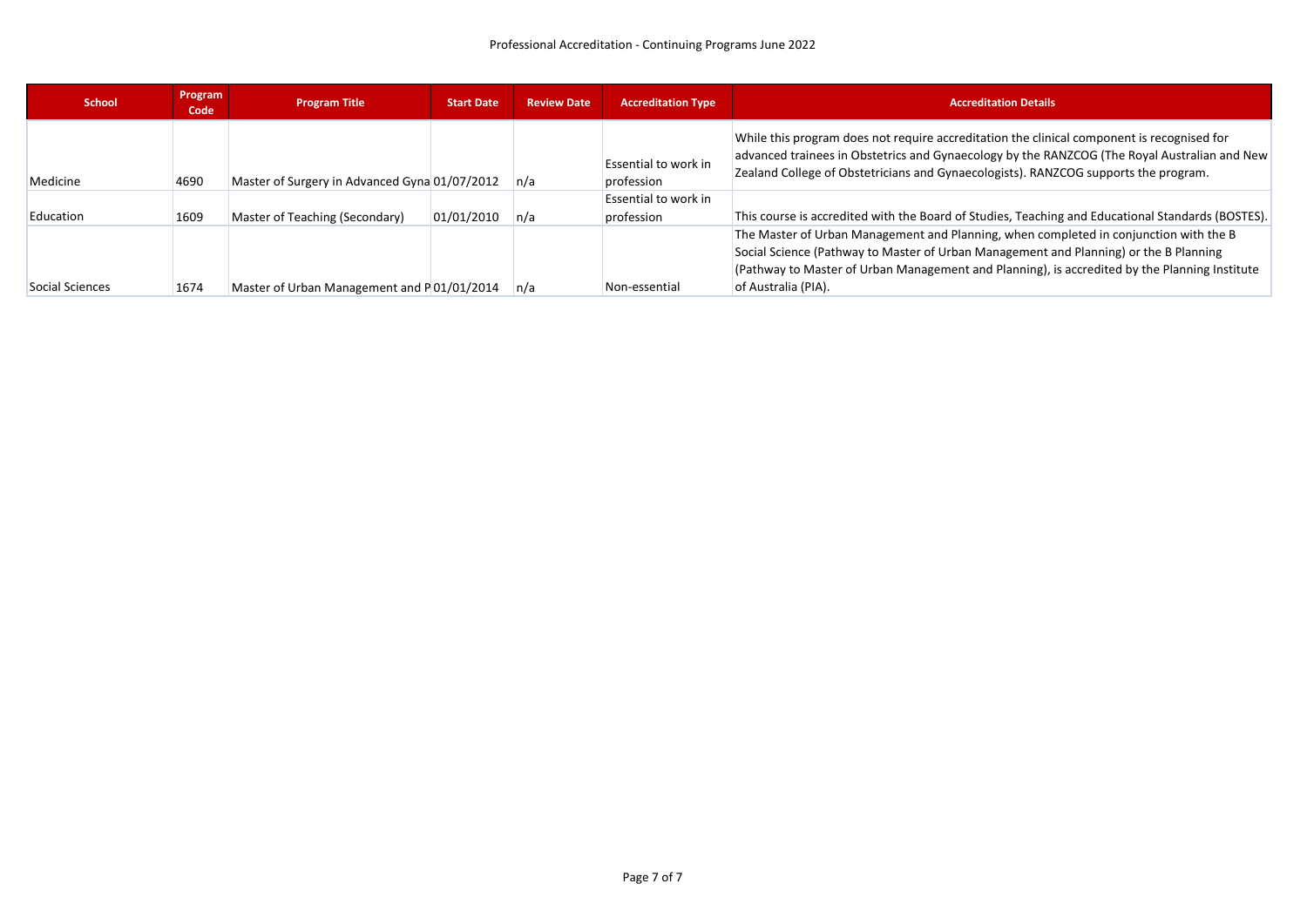Professional Accreditation - Continuing Programs June 2022

| School | Program Code | Program Title | Start Date | Review Date | Accreditation Type | Accreditation Details |
|---|---|---|---|---|---|---|
| Medicine | 4690 | Master of Surgery in Advanced Gyna | 01/07/2012 | n/a | Essential to work in profession | While this program does not require accreditation the clinical component is recognised for advanced trainees in Obstetrics and Gynaecology by the RANZCOG (The Royal Australian and New Zealand College of Obstetricians and Gynaecologists). RANZCOG supports the program. |
| Education | 1609 | Master of Teaching (Secondary) | 01/01/2010 | n/a | Essential to work in profession | This course is accredited with the Board of Studies, Teaching and Educational Standards (BOSTES). |
| Social Sciences | 1674 | Master of Urban Management and P | 01/01/2014 | n/a | Non-essential | The Master of Urban Management and Planning, when completed in conjunction with the B Social Science (Pathway to Master of Urban Management and Planning) or the B Planning (Pathway to Master of Urban Management and Planning), is accredited by the Planning Institute of Australia (PIA). |